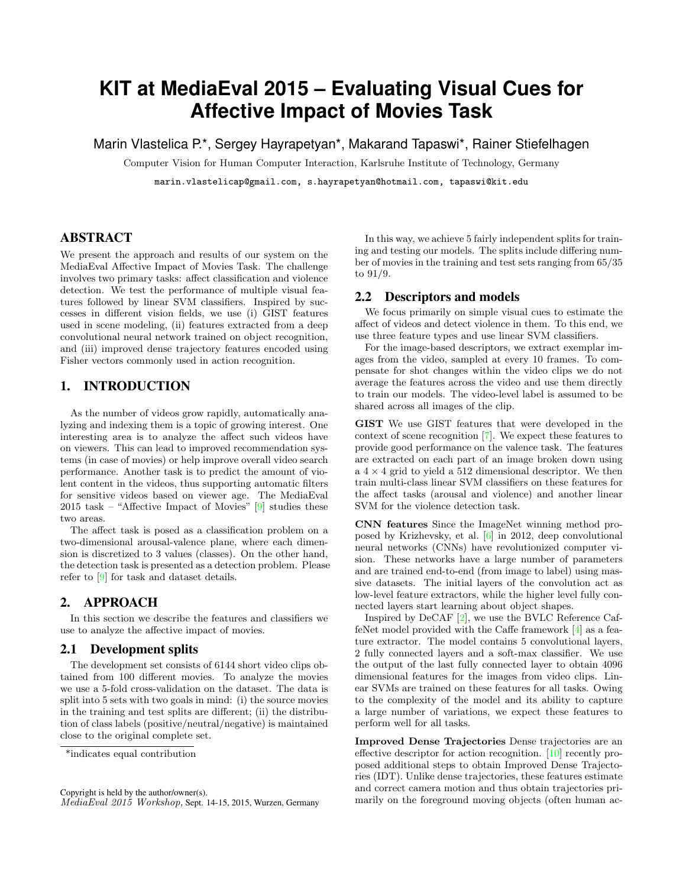# KIT at MediaEval 2015 – Evaluating Visual Cues for Affective Impact of Movies Task

Marin Vlastelica P.*, Sergey Hayrapetyan*, Makarand Tapaswi*, Rainer Stiefelhagen

Computer Vision for Human Computer Interaction, Karlsruhe Institute of Technology, Germany

marin.vlastelicap@gmail.com, s.hayrapetyan@hotmail.com, tapaswi@kit.edu

## ABSTRACT

We present the approach and results of our system on the MediaEval Affective Impact of Movies Task. The challenge involves two primary tasks: affect classification and violence detection. We test the performance of multiple visual features followed by linear SVM classifiers. Inspired by successes in different vision fields, we use (i) GIST features used in scene modeling, (ii) features extracted from a deep convolutional neural network trained on object recognition, and (iii) improved dense trajectory features encoded using Fisher vectors commonly used in action recognition.

## 1. INTRODUCTION

As the number of videos grow rapidly, automatically analyzing and indexing them is a topic of growing interest. One interesting area is to analyze the affect such videos have on viewers. This can lead to improved recommendation systems (in case of movies) or help improve overall video search performance. Another task is to predict the amount of violent content in the videos, thus supporting automatic filters for sensitive videos based on viewer age. The MediaEval 2015 task – "Affective Impact of Movies" [9] studies these two areas.

The affect task is posed as a classification problem on a two-dimensional arousal-valence plane, where each dimension is discretized to 3 values (classes). On the other hand, the detection task is presented as a detection problem. Please refer to [9] for task and dataset details.

## 2. APPROACH

In this section we describe the features and classifiers we use to analyze the affective impact of movies.

### 2.1 Development splits

The development set consists of 6144 short video clips obtained from 100 different movies. To analyze the movies we use a 5-fold cross-validation on the dataset. The data is split into 5 sets with two goals in mind: (i) the source movies in the training and test splits are different; (ii) the distribution of class labels (positive/neutral/negative) is maintained close to the original complete set.

*indicates equal contribution

Copyright is held by the author/owner(s).
*MediaEval 2015 Workshop,* Sept. 14-15, 2015, Wurzen, Germany

In this way, we achieve 5 fairly independent splits for training and testing our models. The splits include differing number of movies in the training and test sets ranging from 65/35 to 91/9.

### 2.2 Descriptors and models

We focus primarily on simple visual cues to estimate the affect of videos and detect violence in them. To this end, we use three feature types and use linear SVM classifiers.

For the image-based descriptors, we extract exemplar images from the video, sampled at every 10 frames. To compensate for shot changes within the video clips we do not average the features across the video and use them directly to train our models. The video-level label is assumed to be shared across all images of the clip.

**GIST** We use GIST features that were developed in the context of scene recognition [7]. We expect these features to provide good performance on the valence task. The features are extracted on each part of an image broken down using a $4 \times 4$ grid to yield a 512 dimensional descriptor. We then train multi-class linear SVM classifiers on these features for the affect tasks (arousal and violence) and another linear SVM for the violence detection task.

**CNN features** Since the ImageNet winning method proposed by Krizhevsky, et al. [6] in 2012, deep convolutional neural networks (CNNs) have revolutionized computer vision. These networks have a large number of parameters and are trained end-to-end (from image to label) using massive datasets. The initial layers of the convolution act as low-level feature extractors, while the higher level fully connected layers start learning about object shapes.

Inspired by DeCAF [2], we use the BVLC Reference CaffeNet model provided with the Caffe framework [4] as a feature extractor. The model contains 5 convolutional layers, 2 fully connected layers and a soft-max classifier. We use the output of the last fully connected layer to obtain 4096 dimensional features for the images from video clips. Linear SVMs are trained on these features for all tasks. Owing to the complexity of the model and its ability to capture a large number of variations, we expect these features to perform well for all tasks.

**Improved Dense Trajectories** Dense trajectories are an effective descriptor for action recognition. [10] recently proposed additional steps to obtain Improved Dense Trajectories (IDT). Unlike dense trajectories, these features estimate and correct camera motion and thus obtain trajectories primarily on the foreground moving objects (often human ac-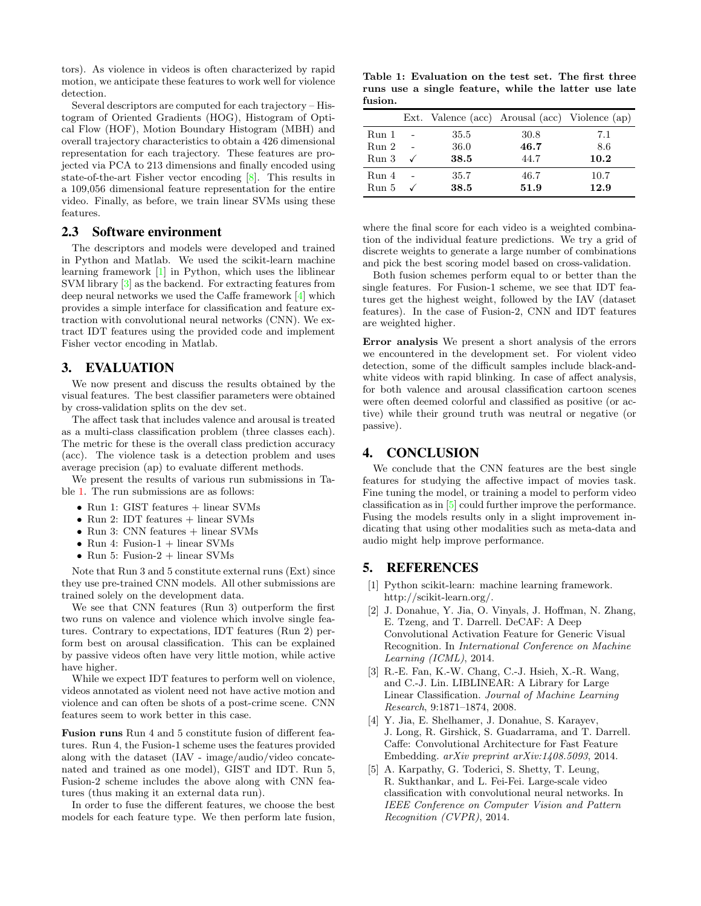tors). As violence in videos is often characterized by rapid motion, we anticipate these features to work well for violence detection.

Several descriptors are computed for each trajectory – Histogram of Oriented Gradients (HOG), Histogram of Optical Flow (HOF), Motion Boundary Histogram (MBH) and overall trajectory characteristics to obtain a 426 dimensional representation for each trajectory. These features are projected via PCA to 213 dimensions and finally encoded using state-of-the-art Fisher vector encoding [8]. This results in a 109,056 dimensional feature representation for the entire video. Finally, as before, we train linear SVMs using these features.

### 2.3 Software environment

The descriptors and models were developed and trained in Python and Matlab. We used the scikit-learn machine learning framework [1] in Python, which uses the liblinear SVM library [3] as the backend. For extracting features from deep neural networks we used the Caffe framework [4] which provides a simple interface for classification and feature extraction with convolutional neural networks (CNN). We extract IDT features using the provided code and implement Fisher vector encoding in Matlab.

## 3. EVALUATION

We now present and discuss the results obtained by the visual features. The best classifier parameters were obtained by cross-validation splits on the dev set.

The affect task that includes valence and arousal is treated as a multi-class classification problem (three classes each). The metric for these is the overall class prediction accuracy (acc). The violence task is a detection problem and uses average precision (ap) to evaluate different methods.

We present the results of various run submissions in Table 1. The run submissions are as follows:

- Run 1: GIST features + linear SVMs
- Run 2: IDT features + linear SVMs
- Run 3: CNN features + linear SVMs
- Run 4: Fusion-1 + linear SVMs
- Run 5: Fusion-2 + linear SVMs

Note that Run 3 and 5 constitute external runs (Ext) since they use pre-trained CNN models. All other submissions are trained solely on the development data.

We see that CNN features (Run 3) outperform the first two runs on valence and violence which involve single features. Contrary to expectations, IDT features (Run 2) perform best on arousal classification. This can be explained by passive videos often have very little motion, while active have higher.

While we expect IDT features to perform well on violence, videos annotated as violent need not have active motion and violence and can often be shots of a post-crime scene. CNN features seem to work better in this case.

**Fusion runs** Run 4 and 5 constitute fusion of different features. Run 4, the Fusion-1 scheme uses the features provided along with the dataset (IAV - image/audio/video concatenated and trained as one model), GIST and IDT. Run 5, Fusion-2 scheme includes the above along with CNN features (thus making it an external data run).

In order to fuse the different features, we choose the best models for each feature type. We then perform late fusion, where the final score for each video is a weighted combination of the individual feature predictions. We try a grid of discrete weights to generate a large number of combinations and pick the best scoring model based on cross-validation.

**Table 1: Evaluation on the test set. The first three runs use a single feature, while the latter use late fusion.**

| | Ext. | Valence (acc) | Arousal (acc) | Violence (ap) |
|---|---|---|---|---|
| Run 1 | - | 35.5 | 30.8 | 7.1 |
| Run 2 | - | 36.0 | **46.7** | 8.6 |
| Run 3 | ✓ | **38.5** | 44.7 | **10.2** |
| Run 4 | - | 35.7 | 46.7 | 10.7 |
| Run 5 | ✓ | **38.5** | **51.9** | **12.9** |

Both fusion schemes perform equal to or better than the single features. For Fusion-1 scheme, we see that IDT features get the highest weight, followed by the IAV (dataset features). In the case of Fusion-2, CNN and IDT features are weighted higher.

**Error analysis** We present a short analysis of the errors we encountered in the development set. For violent video detection, some of the difficult samples include black-and-white videos with rapid blinking. In case of affect analysis, for both valence and arousal classification cartoon scenes were often deemed colorful and classified as positive (or active) while their ground truth was neutral or negative (or passive).

## 4. CONCLUSION

We conclude that the CNN features are the best single features for studying the affective impact of movies task. Fine tuning the model, or training a model to perform video classification as in [5] could further improve the performance. Fusing the models results only in a slight improvement indicating that using other modalities such as meta-data and audio might help improve performance.

## 5. REFERENCES

[1] Python scikit-learn: machine learning framework. http://scikit-learn.org/.

[2] J. Donahue, Y. Jia, O. Vinyals, J. Hoffman, N. Zhang, E. Tzeng, and T. Darrell. DeCAF: A Deep Convolutional Activation Feature for Generic Visual Recognition. In *International Conference on Machine Learning (ICML)*, 2014.

[3] R.-E. Fan, K.-W. Chang, C.-J. Hsieh, X.-R. Wang, and C.-J. Lin. LIBLINEAR: A Library for Large Linear Classification. *Journal of Machine Learning Research*, 9:1871–1874, 2008.

[4] Y. Jia, E. Shelhamer, J. Donahue, S. Karayev, J. Long, R. Girshick, S. Guadarrama, and T. Darrell. Caffe: Convolutional Architecture for Fast Feature Embedding. *arXiv preprint arXiv:1408.5093*, 2014.

[5] A. Karpathy, G. Toderici, S. Shetty, T. Leung, R. Sukthankar, and L. Fei-Fei. Large-scale video classification with convolutional neural networks. In *IEEE Conference on Computer Vision and Pattern Recognition (CVPR)*, 2014.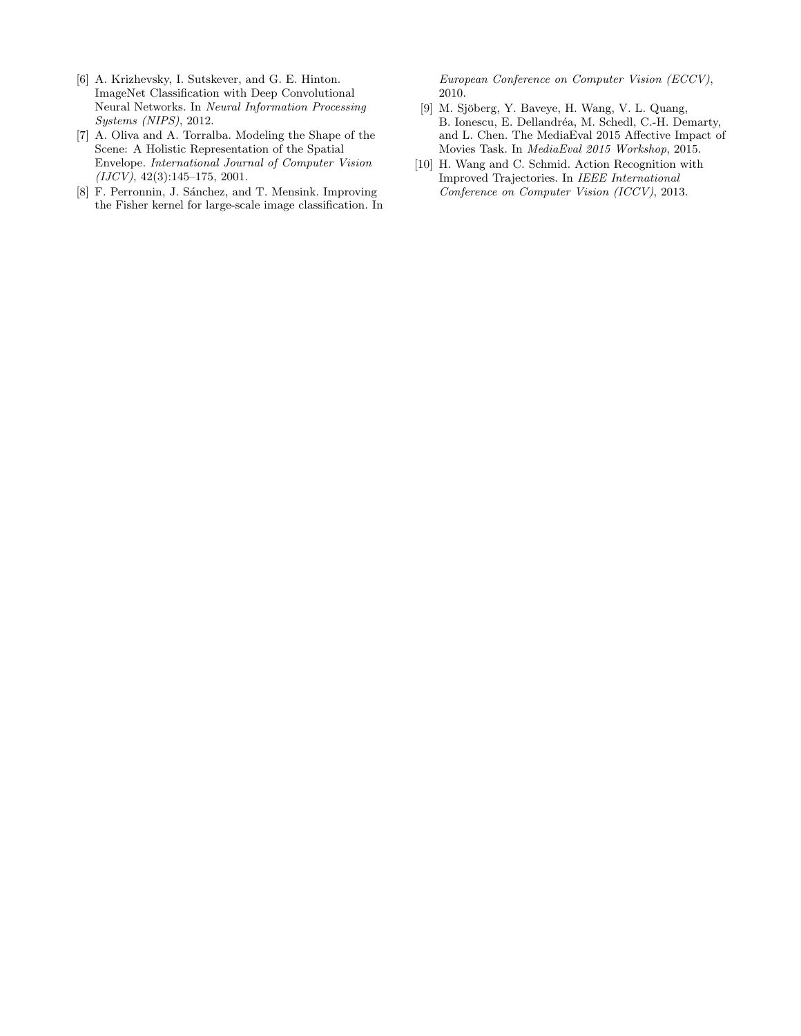[6] A. Krizhevsky, I. Sutskever, and G. E. Hinton. ImageNet Classification with Deep Convolutional Neural Networks. In *Neural Information Processing Systems (NIPS)*, 2012.

[7] A. Oliva and A. Torralba. Modeling the Shape of the Scene: A Holistic Representation of the Spatial Envelope. *International Journal of Computer Vision (IJCV)*, 42(3):145–175, 2001.

[8] F. Perronnin, J. Sánchez, and T. Mensink. Improving the Fisher kernel for large-scale image classification. In *European Conference on Computer Vision (ECCV)*, 2010.

[9] M. Sjöberg, Y. Baveye, H. Wang, V. L. Quang, B. Ionescu, E. Dellandréa, M. Schedl, C.-H. Demarty, and L. Chen. The MediaEval 2015 Affective Impact of Movies Task. In *MediaEval 2015 Workshop*, 2015.

[10] H. Wang and C. Schmid. Action Recognition with Improved Trajectories. In *IEEE International Conference on Computer Vision (ICCV)*, 2013.